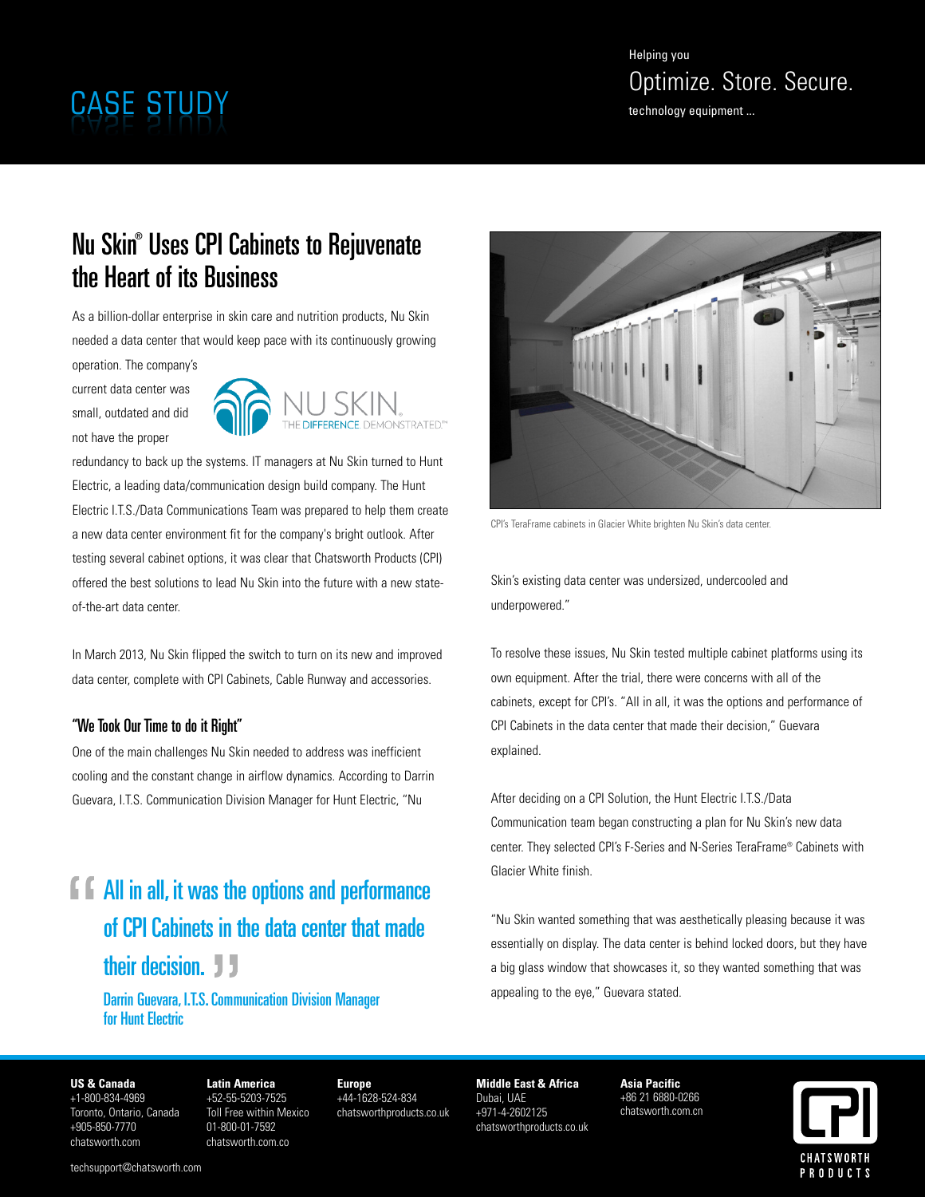# CASE STUDY

Helping you
Optimize. Store. Secure.
technology equipment ...

## Nu Skin® Uses CPI Cabinets to Rejuvenate the Heart of its Business

As a billion-dollar enterprise in skin care and nutrition products, Nu Skin needed a data center that would keep pace with its continuously growing operation. The company's current data center was small, outdated and did not have the proper redundancy to back up the systems. IT managers at Nu Skin turned to Hunt Electric, a leading data/communication design build company. The Hunt Electric I.T.S./Data Communications Team was prepared to help them create a new data center environment fit for the company's bright outlook. After testing several cabinet options, it was clear that Chatsworth Products (CPI) offered the best solutions to lead Nu Skin into the future with a new state-of-the-art data center.

In March 2013, Nu Skin flipped the switch to turn on its new and improved data center, complete with CPI Cabinets, Cable Runway and accessories.

### "We Took Our Time to do it Right"

One of the main challenges Nu Skin needed to address was inefficient cooling and the constant change in airflow dynamics. According to Darrin Guevara, I.T.S. Communication Division Manager for Hunt Electric, "Nu Skin's existing data center was undersized, undercooled and underpowered."

> "All in all, it was the options and performance of CPI Cabinets in the data center that made their decision."
>
> Darrin Guevara, I.T.S. Communication Division Manager for Hunt Electric

CPI's TeraFrame cabinets in Glacier White brighten Nu Skin's data center.

To resolve these issues, Nu Skin tested multiple cabinet platforms using its own equipment. After the trial, there were concerns with all of the cabinets, except for CPI's. "All in all, it was the options and performance of CPI Cabinets in the data center that made their decision," Guevara explained.

After deciding on a CPI Solution, the Hunt Electric I.T.S./Data Communication team began constructing a plan for Nu Skin's new data center. They selected CPI's F-Series and N-Series TeraFrame® Cabinets with Glacier White finish.

"Nu Skin wanted something that was aesthetically pleasing because it was essentially on display. The data center is behind locked doors, but they have a big glass window that showcases it, so they wanted something that was appealing to the eye," Guevara stated.

**US & Canada**
+1-800-834-4969
Toronto, Ontario, Canada
+905-850-7770
chatsworth.com

**Latin America**
+52-55-5203-7525
Toll Free within Mexico
01-800-01-7592
chatsworth.com.co

**Europe**
+44-1628-524-834
chatsworthproducts.co.uk

**Middle East & Africa**
Dubai, UAE
+971-4-2602125
chatsworthproducts.co.uk

**Asia Pacific**
+86 21 6880-0266
chatsworth.com.cn

techsupport@chatsworth.com

CPI CHATSWORTH PRODUCTS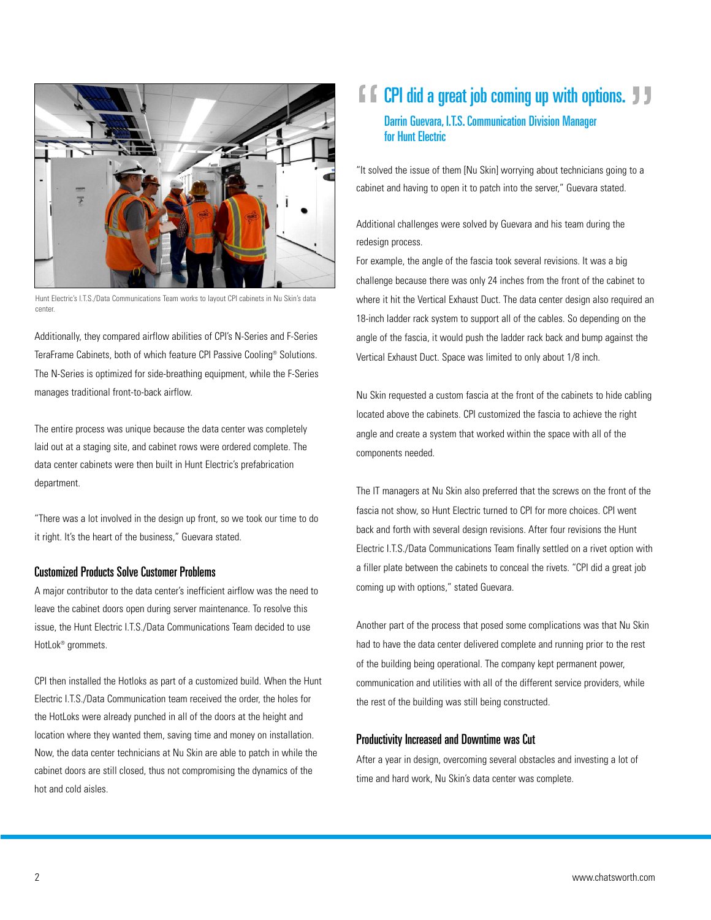Hunt Electric's I.T.S./Data Communications Team works to layout CPI cabinets in Nu Skin's data center.

Additionally, they compared airflow abilities of CPI's N-Series and F-Series TeraFrame Cabinets, both of which feature CPI Passive Cooling® Solutions. The N-Series is optimized for side-breathing equipment, while the F-Series manages traditional front-to-back airflow.

The entire process was unique because the data center was completely laid out at a staging site, and cabinet rows were ordered complete. The data center cabinets were then built in Hunt Electric's prefabrication department.

"There was a lot involved in the design up front, so we took our time to do it right. It's the heart of the business," Guevara stated.

### Customized Products Solve Customer Problems

A major contributor to the data center's inefficient airflow was the need to leave the cabinet doors open during server maintenance. To resolve this issue, the Hunt Electric I.T.S./Data Communications Team decided to use HotLok® grommets.

CPI then installed the Hotloks as part of a customized build. When the Hunt Electric I.T.S./Data Communication team received the order, the holes for the HotLoks were already punched in all of the doors at the height and location where they wanted them, saving time and money on installation. Now, the data center technicians at Nu Skin are able to patch in while the cabinet doors are still closed, thus not compromising the dynamics of the hot and cold aisles.

> **"CPI did a great job coming up with options."**
>
> Darrin Guevara, I.T.S. Communication Division Manager for Hunt Electric

"It solved the issue of them [Nu Skin] worrying about technicians going to a cabinet and having to open it to patch into the server," Guevara stated.

Additional challenges were solved by Guevara and his team during the redesign process.

For example, the angle of the fascia took several revisions. It was a big challenge because there was only 24 inches from the front of the cabinet to where it hit the Vertical Exhaust Duct. The data center design also required an 18-inch ladder rack system to support all of the cables. So depending on the angle of the fascia, it would push the ladder rack back and bump against the Vertical Exhaust Duct. Space was limited to only about 1/8 inch.

Nu Skin requested a custom fascia at the front of the cabinets to hide cabling located above the cabinets. CPI customized the fascia to achieve the right angle and create a system that worked within the space with all of the components needed.

The IT managers at Nu Skin also preferred that the screws on the front of the fascia not show, so Hunt Electric turned to CPI for more choices. CPI went back and forth with several design revisions. After four revisions the Hunt Electric I.T.S./Data Communications Team finally settled on a rivet option with a filler plate between the cabinets to conceal the rivets. "CPI did a great job coming up with options," stated Guevara.

Another part of the process that posed some complications was that Nu Skin had to have the data center delivered complete and running prior to the rest of the building being operational. The company kept permanent power, communication and utilities with all of the different service providers, while the rest of the building was still being constructed.

### Productivity Increased and Downtime was Cut

After a year in design, overcoming several obstacles and investing a lot of time and hard work, Nu Skin's data center was complete.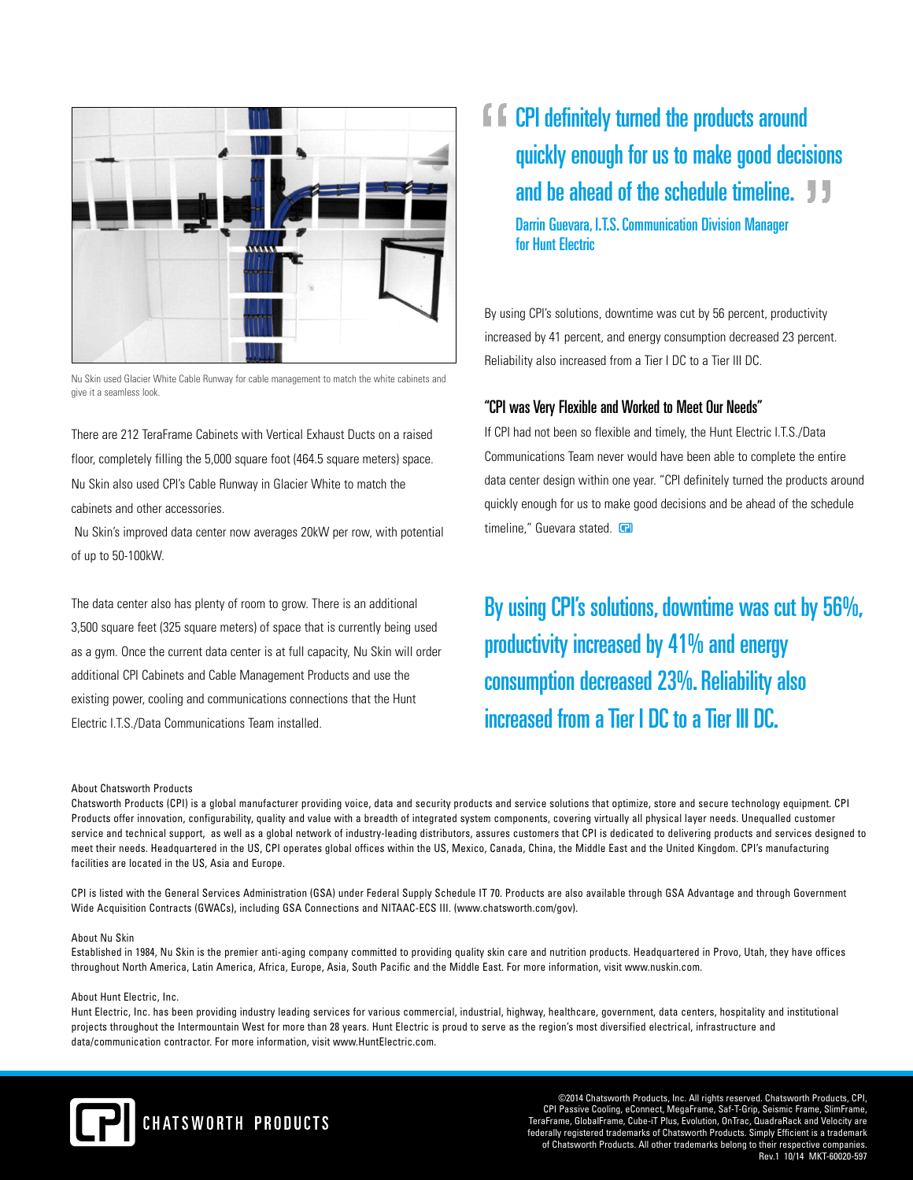Nu Skin used Glacier White Cable Runway for cable management to match the white cabinets and give it a seamless look.

There are 212 TeraFrame Cabinets with Vertical Exhaust Ducts on a raised floor, completely filling the 5,000 square foot (464.5 square meters) space. Nu Skin also used CPI's Cable Runway in Glacier White to match the cabinets and other accessories.

Nu Skin's improved data center now averages 20kW per row, with potential of up to 50-100kW.

The data center also has plenty of room to grow. There is an additional 3,500 square feet (325 square meters) of space that is currently being used as a gym. Once the current data center is at full capacity, Nu Skin will order additional CPI Cabinets and Cable Management Products and use the existing power, cooling and communications connections that the Hunt Electric I.T.S./Data Communications Team installed.

> "CPI definitely turned the products around quickly enough for us to make good decisions and be ahead of the schedule timeline."
>
> Darrin Guevara, I.T.S. Communication Division Manager for Hunt Electric

By using CPI's solutions, downtime was cut by 56 percent, productivity increased by 41 percent, and energy consumption decreased 23 percent. Reliability also increased from a Tier I DC to a Tier III DC.

### "CPI was Very Flexible and Worked to Meet Our Needs"

If CPI had not been so flexible and timely, the Hunt Electric I.T.S./Data Communications Team never would have been able to complete the entire data center design within one year. "CPI definitely turned the products around quickly enough for us to make good decisions and be ahead of the schedule timeline," Guevara stated.

**By using CPI's solutions, downtime was cut by 56%, productivity increased by 41% and energy consumption decreased 23%. Reliability also increased from a Tier I DC to a Tier III DC.**

About Chatsworth Products

Chatsworth Products (CPI) is a global manufacturer providing voice, data and security products and service solutions that optimize, store and secure technology equipment. CPI Products offer innovation, configurability, quality and value with a breadth of integrated system components, covering virtually all physical layer needs. Unequalled customer service and technical support, as well as a global network of industry-leading distributors, assures customers that CPI is dedicated to delivering products and services designed to meet their needs. Headquartered in the US, CPI operates global offices within the US, Mexico, Canada, China, the Middle East and the United Kingdom. CPI's manufacturing facilities are located in the US, Asia and Europe.

CPI is listed with the General Services Administration (GSA) under Federal Supply Schedule IT 70. Products are also available through GSA Advantage and through Government Wide Acquisition Contracts (GWACs), including GSA Connections and NITAAC-ECS III. (www.chatsworth.com/gov).

About Nu Skin

Established in 1984, Nu Skin is the premier anti-aging company committed to providing quality skin care and nutrition products. Headquartered in Provo, Utah, they have offices throughout North America, Latin America, Africa, Europe, Asia, South Pacific and the Middle East. For more information, visit www.nuskin.com.

About Hunt Electric, Inc.

Hunt Electric, Inc. has been providing industry leading services for various commercial, industrial, highway, healthcare, government, data centers, hospitality and institutional projects throughout the Intermountain West for more than 28 years. Hunt Electric is proud to serve as the region's most diversified electrical, infrastructure and data/communication contractor. For more information, visit www.HuntElectric.com.

CHATSWORTH PRODUCTS

©2014 Chatsworth Products, Inc. All rights reserved. Chatsworth Products, CPI, CPI Passive Cooling, eConnect, MegaFrame, Saf-T-Grip, Seismic Frame, SlimFrame, TeraFrame, GlobalFrame, Cube-iT Plus, Evolution, OnTrac, QuadraRack and Velocity are federally registered trademarks of Chatsworth Products. Simply Efficient is a trademark of Chatsworth Products. All other trademarks belong to their respective companies. Rev.1 10/14 MKT-60020-597